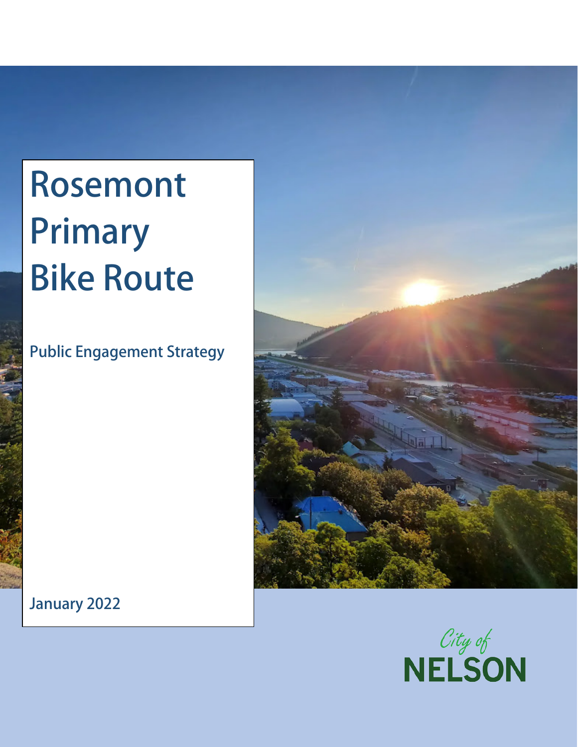# Rosemont Primary Bike Route

## Public Engagement Strategy

January 2022

City of NELSON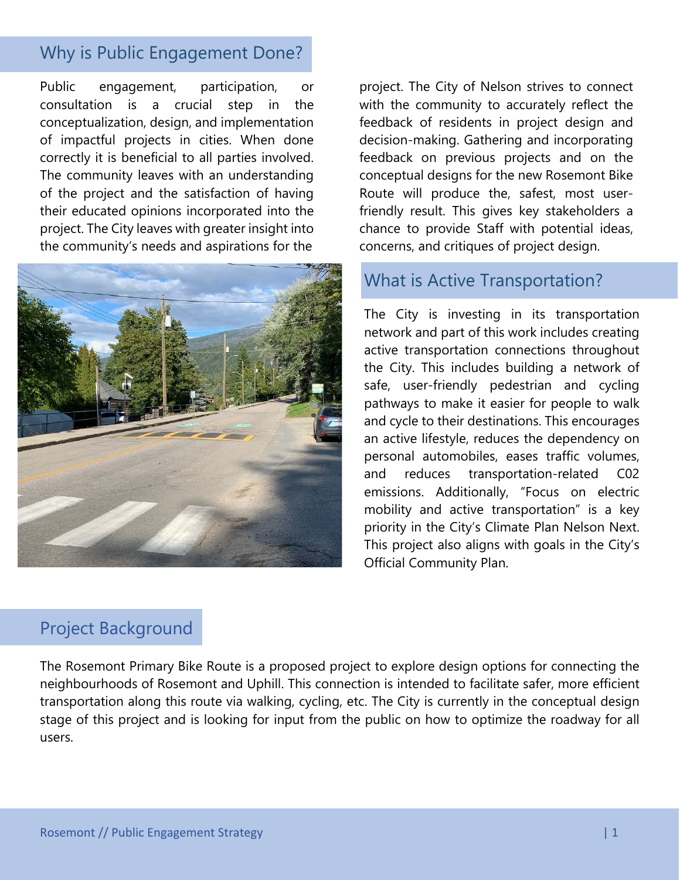## Why is Public Engagement Done?

Public engagement, participation, or consultation is a crucial step in the conceptualization, design, and implementation of impactful projects in cities. When done correctly it is beneficial to all parties involved. The community leaves with an understanding of the project and the satisfaction of having their educated opinions incorporated into the project. The City leaves with greater insight into the community's needs and aspirations for the project. The City of Nelson strives to connect with the community to accurately reflect the feedback of residents in project design and decision-making. Gathering and incorporating feedback on previous projects and on the conceptual designs for the new Rosemont Bike Route will produce the, safest, most user-friendly result. This gives key stakeholders a chance to provide Staff with potential ideas, concerns, and critiques of project design.

## What is Active Transportation?

The City is investing in its transportation network and part of this work includes creating active transportation connections throughout the City. This includes building a network of safe, user-friendly pedestrian and cycling pathways to make it easier for people to walk and cycle to their destinations. This encourages an active lifestyle, reduces the dependency on personal automobiles, eases traffic volumes, and reduces transportation-related C02 emissions. Additionally, "Focus on electric mobility and active transportation" is a key priority in the City's Climate Plan Nelson Next. This project also aligns with goals in the City's Official Community Plan.

## Project Background

The Rosemont Primary Bike Route is a proposed project to explore design options for connecting the neighbourhoods of Rosemont and Uphill. This connection is intended to facilitate safer, more efficient transportation along this route via walking, cycling, etc. The City is currently in the conceptual design stage of this project and is looking for input from the public on how to optimize the roadway for all users.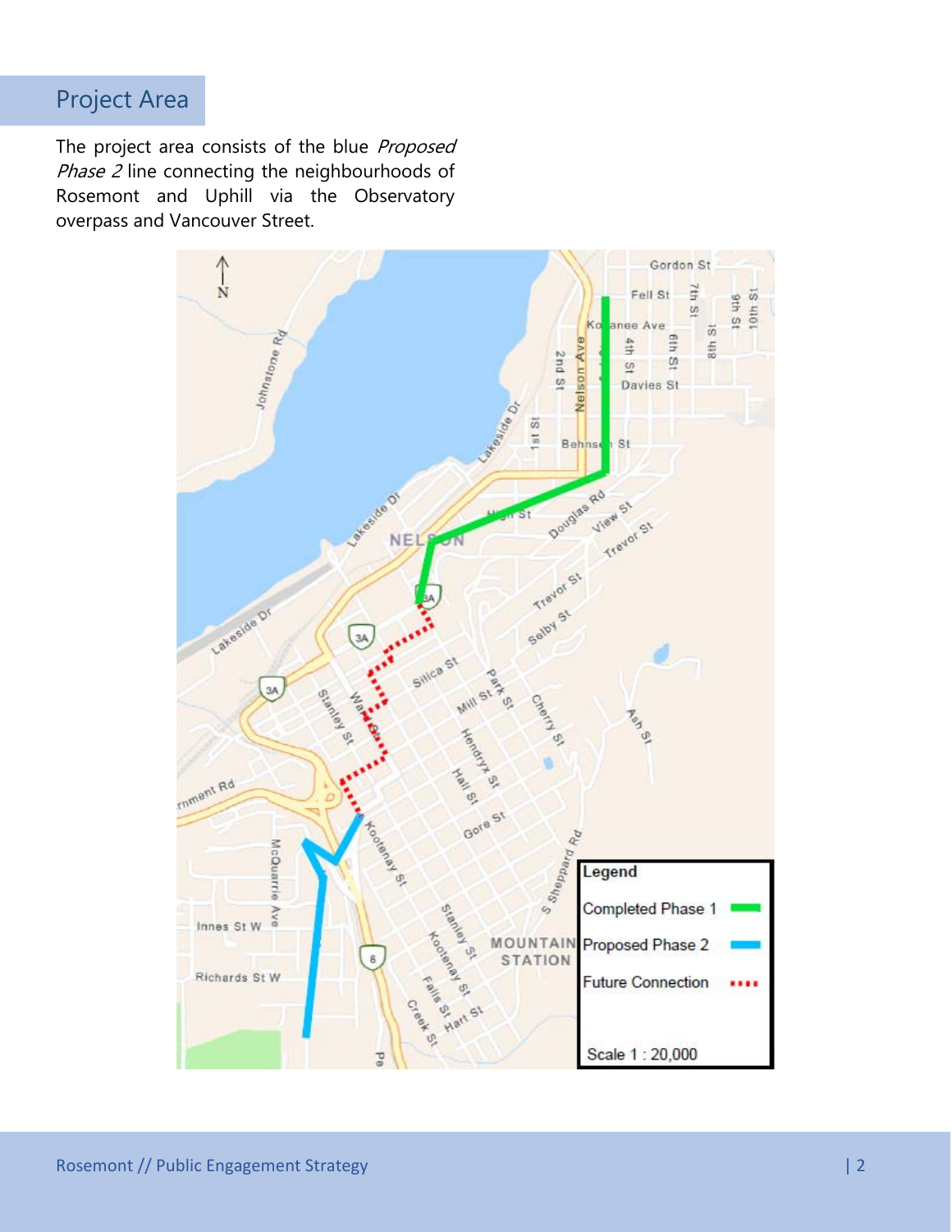## Project Area

The project area consists of the blue *Proposed Phase 2* line connecting the neighbourhoods of Rosemont and Uphill via the Observatory overpass and Vancouver Street.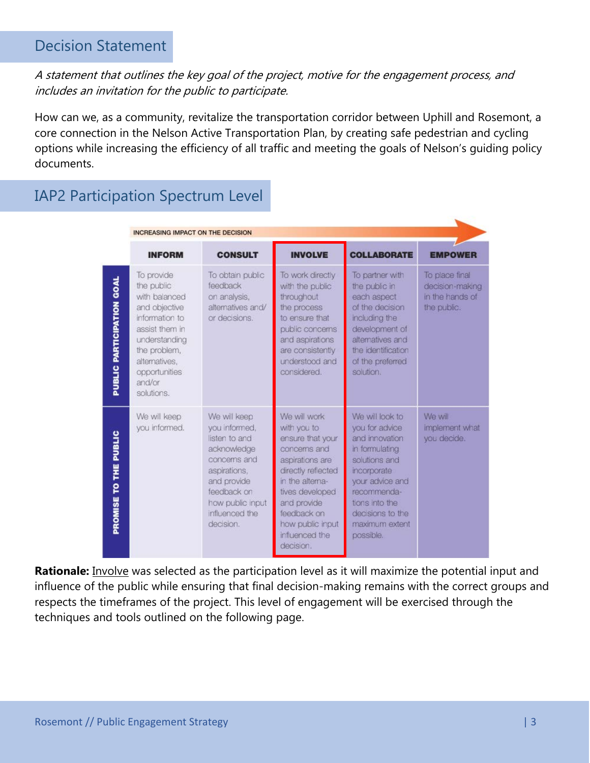## Decision Statement

*A statement that outlines the key goal of the project, motive for the engagement process, and includes an invitation for the public to participate.*

How can we, as a community, revitalize the transportation corridor between Uphill and Rosemont, a core connection in the Nelson Active Transportation Plan, by creating safe pedestrian and cycling options while increasing the efficiency of all traffic and meeting the goals of Nelson's guiding policy documents.

## IAP2 Participation Spectrum Level

INCREASING IMPACT ON THE DECISION

| | INFORM | CONSULT | INVOLVE | COLLABORATE | EMPOWER |
|---|---|---|---|---|---|
| **PUBLIC PARTICIPATION GOAL** | To provide the public with balanced and objective information to assist them in understanding the problem, alternatives, opportunities and/or solutions. | To obtain public feedback on analysis, alternatives and/or decisions. | To work directly with the public throughout the process to ensure that public concerns and aspirations are consistently understood and considered. | To partner with the public in each aspect of the decision including the development of alternatives and the identification of the preferred solution. | To place final decision-making in the hands of the public. |
| **PROMISE TO THE PUBLIC** | We will keep you informed. | We will keep you informed, listen to and acknowledge concerns and aspirations, and provide feedback on how public input influenced the decision. | We will work with you to ensure that your concerns and aspirations are directly reflected in the alternatives developed and provide feedback on how public input influenced the decision. | We will look to you for advice and innovation in formulating solutions and incorporate your advice and recommendations into the decisions to the maximum extent possible. | We will implement what you decide. |

**Rationale:** Involve was selected as the participation level as it will maximize the potential input and influence of the public while ensuring that final decision-making remains with the correct groups and respects the timeframes of the project. This level of engagement will be exercised through the techniques and tools outlined on the following page.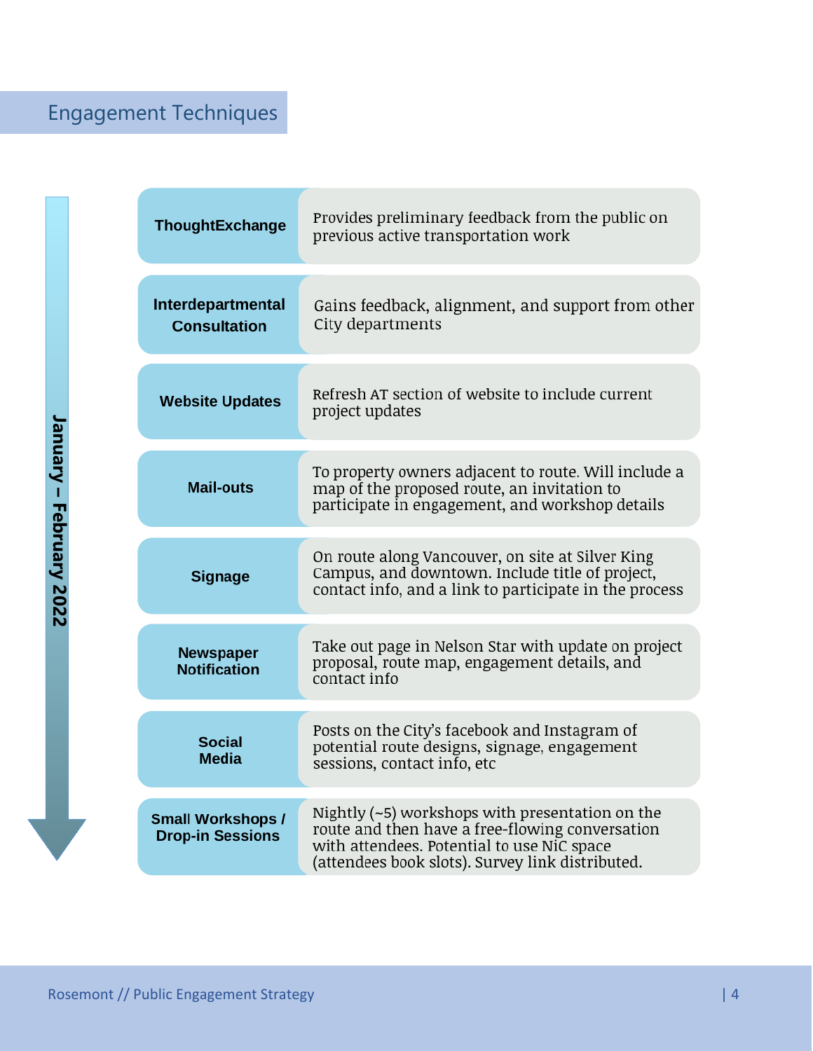## Engagement Techniques

**January – February 2022**

| Technique | Description |
|---|---|
| **ThoughtExchange** | Provides preliminary feedback from the public on previous active transportation work |
| **Interdepartmental Consultation** | Gains feedback, alignment, and support from other City departments |
| **Website Updates** | Refresh AT section of website to include current project updates |
| **Mail-outs** | To property owners adjacent to route. Will include a map of the proposed route, an invitation to participate in engagement, and workshop details |
| **Signage** | On route along Vancouver, on site at Silver King Campus, and downtown. Include title of project, contact info, and a link to participate in the process |
| **Newspaper Notification** | Take out page in Nelson Star with update on project proposal, route map, engagement details, and contact info |
| **Social Media** | Posts on the City's facebook and Instagram of potential route designs, signage, engagement sessions, contact info, etc |
| **Small Workshops / Drop-in Sessions** | Nightly (~5) workshops with presentation on the route and then have a free-flowing conversation with attendees. Potential to use NiC space (attendees book slots). Survey link distributed. |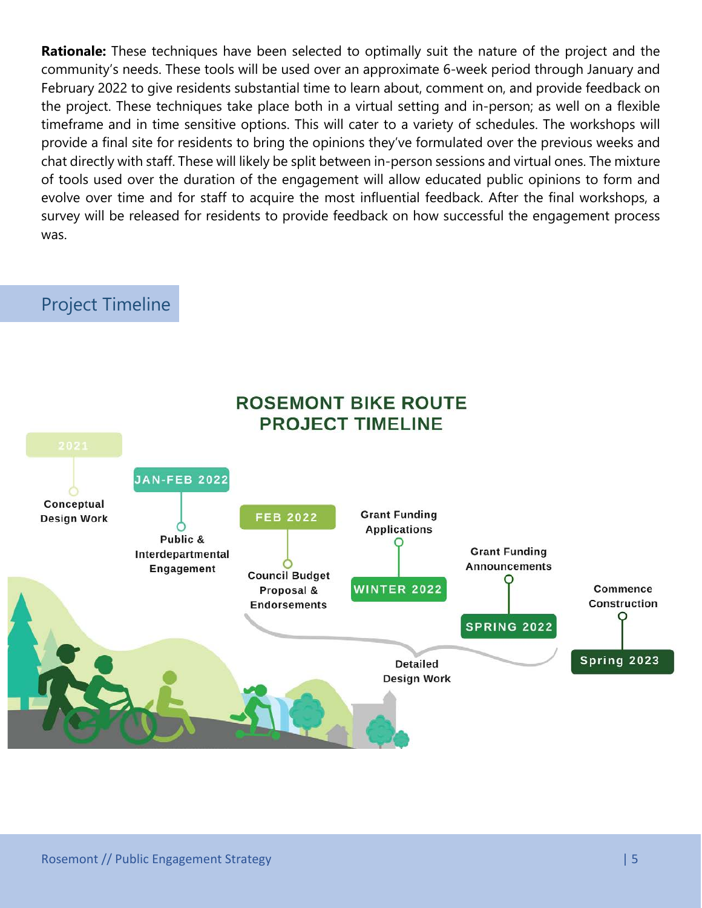**Rationale:** These techniques have been selected to optimally suit the nature of the project and the community's needs. These tools will be used over an approximate 6-week period through January and February 2022 to give residents substantial time to learn about, comment on, and provide feedback on the project. These techniques take place both in a virtual setting and in-person; as well on a flexible timeframe and in time sensitive options. This will cater to a variety of schedules. The workshops will provide a final site for residents to bring the opinions they've formulated over the previous weeks and chat directly with staff. These will likely be split between in-person sessions and virtual ones. The mixture of tools used over the duration of the engagement will allow educated public opinions to form and evolve over time and for staff to acquire the most influential feedback. After the final workshops, a survey will be released for residents to provide feedback on how successful the engagement process was.

## Project Timeline

**ROSEMONT BIKE ROUTE PROJECT TIMELINE**

- **2021** — Conceptual Design Work
- **JAN-FEB 2022** — Public & Interdepartmental Engagement
- **FEB 2022** — Council Budget Proposal & Endorsements
- **WINTER 2022** — Grant Funding Applications
- **SPRING 2022** — Grant Funding Announcements
- **Spring 2023** — Commence Construction

Detailed Design Work (Feb 2022 – Spring 2023)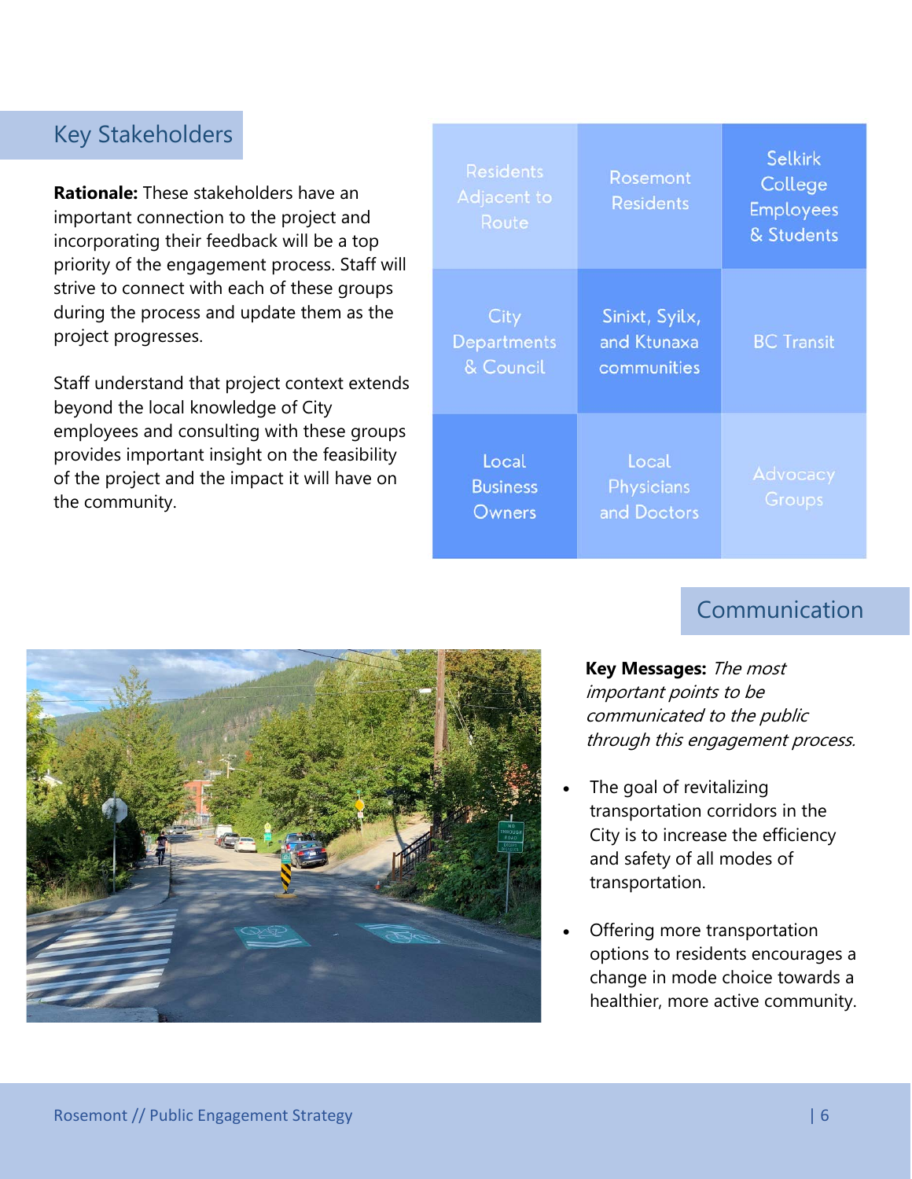## Key Stakeholders

**Rationale:** These stakeholders have an important connection to the project and incorporating their feedback will be a top priority of the engagement process. Staff will strive to connect with each of these groups during the process and update them as the project progresses.

Staff understand that project context extends beyond the local knowledge of City employees and consulting with these groups provides important insight on the feasibility of the project and the impact it will have on the community.

| | | |
|---|---|---|
| Residents Adjacent to Route | Rosemont Residents | Selkirk College Employees & Students |
| City Departments & Council | Sinixt, Syilx, and Ktunaxa communities | BC Transit |
| Local Business Owners | Local Physicians and Doctors | Advocacy Groups |

## Communication

**Key Messages:** *The most important points to be communicated to the public through this engagement process.*

- The goal of revitalizing transportation corridors in the City is to increase the efficiency and safety of all modes of transportation.
- Offering more transportation options to residents encourages a change in mode choice towards a healthier, more active community.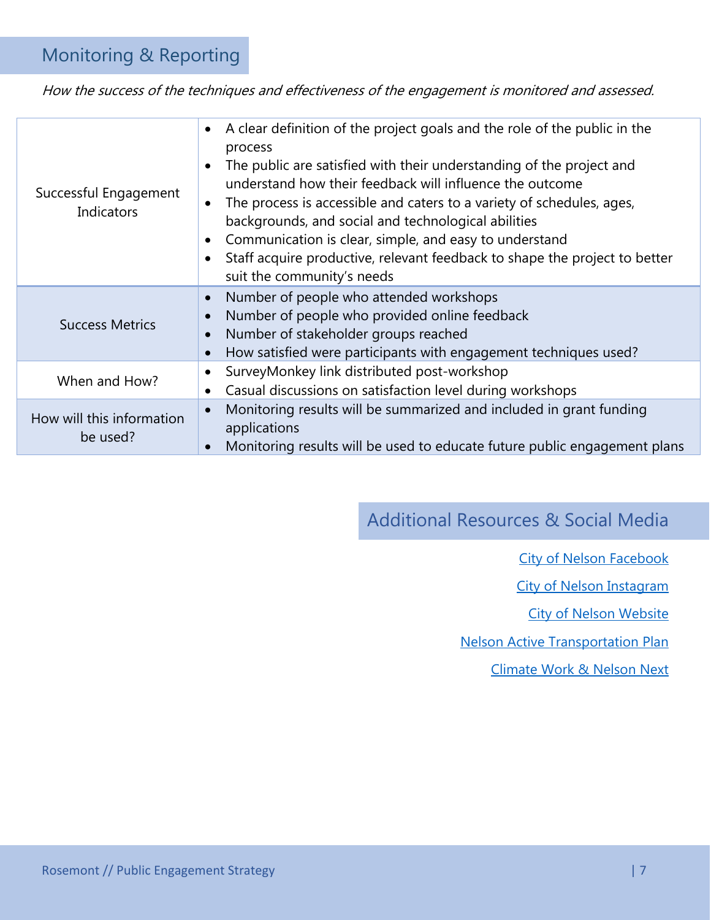## Monitoring & Reporting

*How the success of the techniques and effectiveness of the engagement is monitored and assessed.*

| | |
|---|---|
| Successful Engagement Indicators | • A clear definition of the project goals and the role of the public in the process<br>• The public are satisfied with their understanding of the project and understand how their feedback will influence the outcome<br>• The process is accessible and caters to a variety of schedules, ages, backgrounds, and social and technological abilities<br>• Communication is clear, simple, and easy to understand<br>• Staff acquire productive, relevant feedback to shape the project to better suit the community's needs |
| Success Metrics | • Number of people who attended workshops<br>• Number of people who provided online feedback<br>• Number of stakeholder groups reached<br>• How satisfied were participants with engagement techniques used? |
| When and How? | • SurveyMonkey link distributed post-workshop<br>• Casual discussions on satisfaction level during workshops |
| How will this information be used? | • Monitoring results will be summarized and included in grant funding applications<br>• Monitoring results will be used to educate future public engagement plans |

## Additional Resources & Social Media

City of Nelson Facebook

City of Nelson Instagram

City of Nelson Website

Nelson Active Transportation Plan

Climate Work & Nelson Next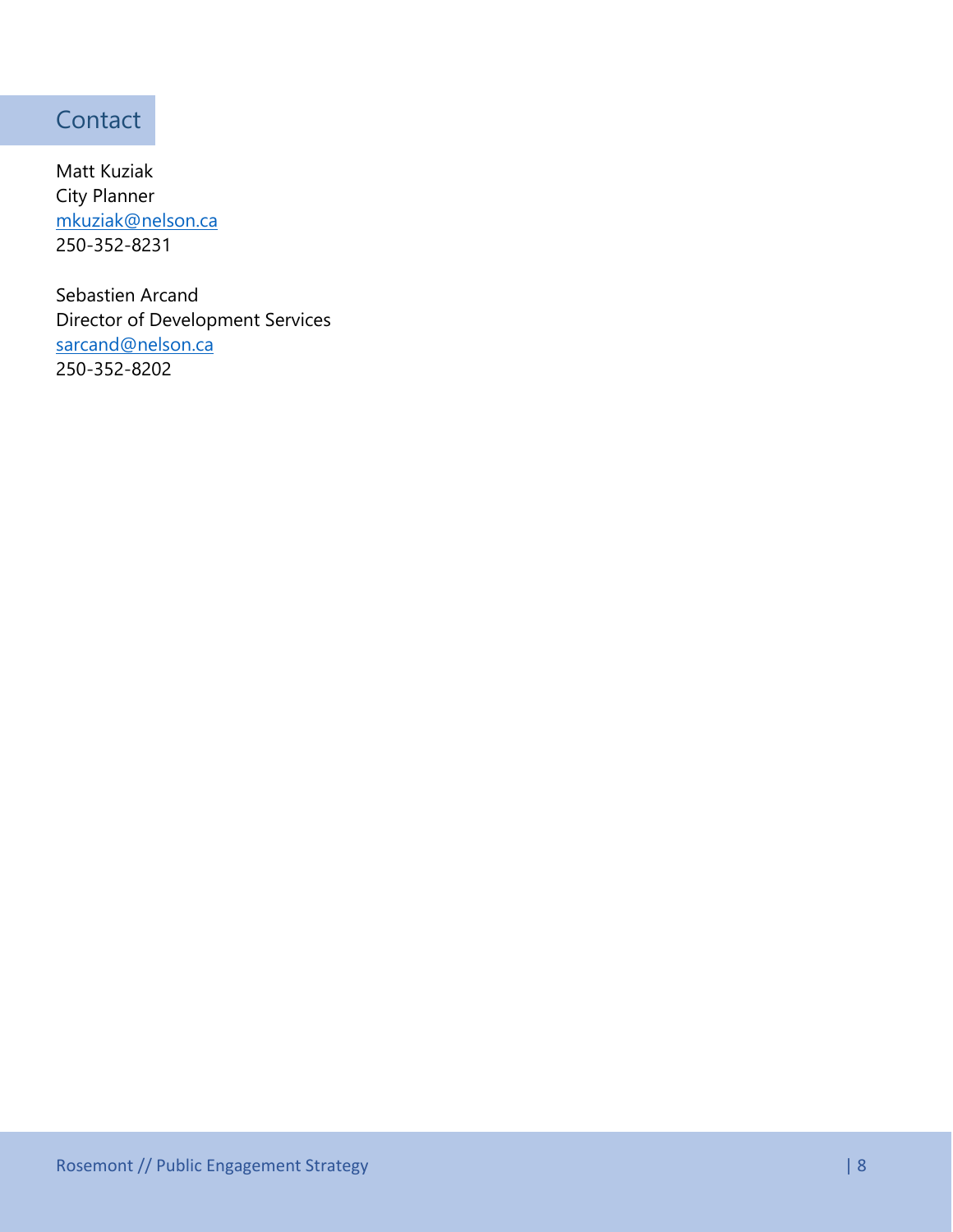## Contact

Matt Kuziak
City Planner
mkuziak@nelson.ca
250-352-8231

Sebastien Arcand
Director of Development Services
sarcand@nelson.ca
250-352-8202